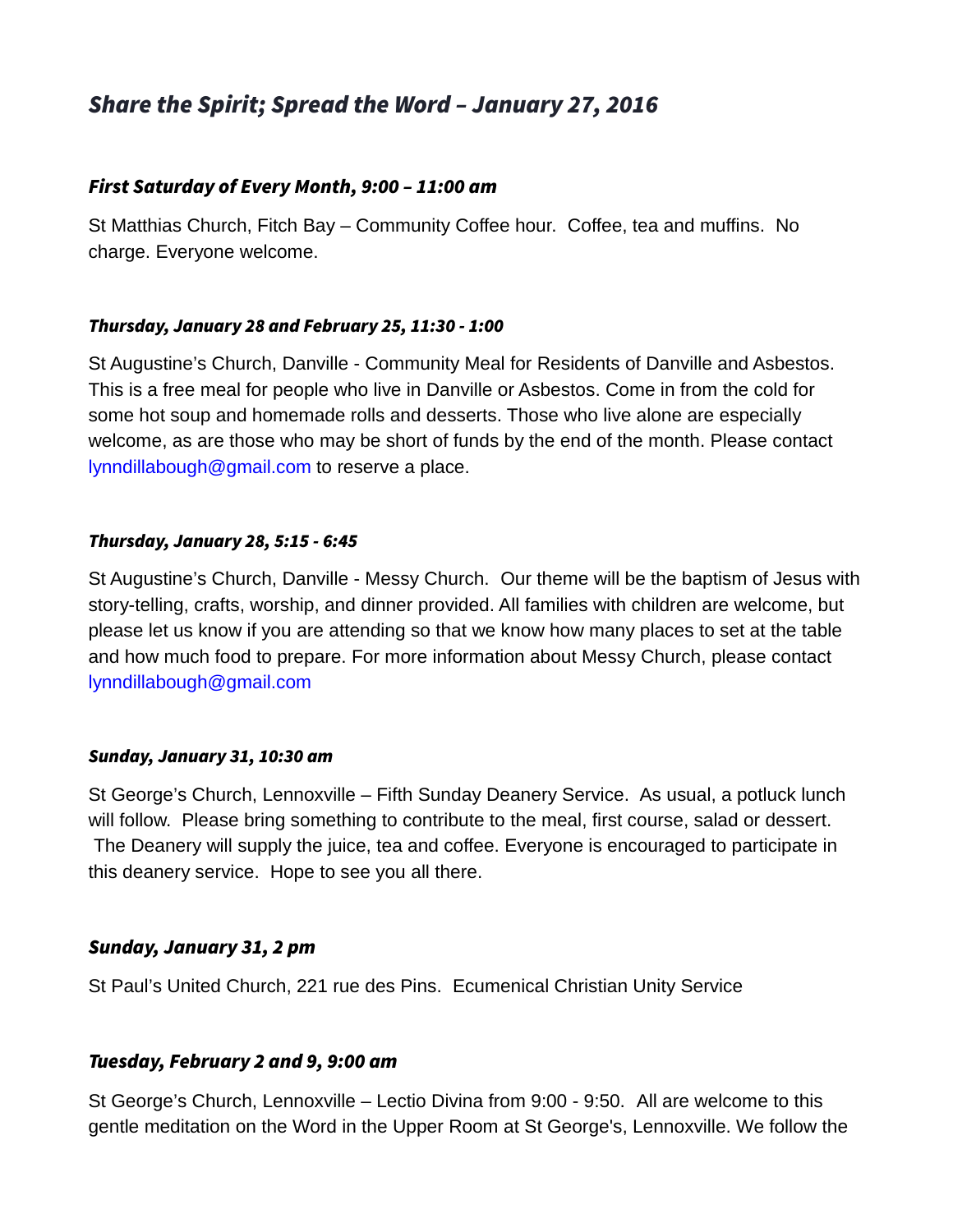# *Share the Spirit; Spread the Word – January 27, 2016*

### *First Saturday of Every Month, 9:00 – 11:00 am*

St Matthias Church, Fitch Bay – Community Coffee hour. Coffee, tea and muffins. No charge. Everyone welcome.

### *Thursday, January 28 and February 25, 11:30 - 1:00*

St Augustine's Church, Danville - Community Meal for Residents of Danville and Asbestos. This is a free meal for people who live in Danville or Asbestos. Come in from the cold for some hot soup and homemade rolls and desserts. Those who live alone are especially welcome, as are those who may be short of funds by the end of the month. Please contact lynndillabough@gmail.com to reserve a place.

### *Thursday, January 28, 5:15 - 6:45*

St Augustine's Church, Danville - Messy Church. Our theme will be the baptism of Jesus with story-telling, crafts, worship, and dinner provided. All families with children are welcome, but please let us know if you are attending so that we know how many places to set at the table and how much food to prepare. For more information about Messy Church, please contact lynndillabough@gmail.com

### *Sunday, January 31, 10:30 am*

St George's Church, Lennoxville – Fifth Sunday Deanery Service. As usual, a potluck lunch will follow. Please bring something to contribute to the meal, first course, salad or dessert. The Deanery will supply the juice, tea and coffee. Everyone is encouraged to participate in this deanery service. Hope to see you all there.

### *Sunday, January 31, 2 pm*

St Paul's United Church, 221 rue des Pins. Ecumenical Christian Unity Service

### *Tuesday, February 2 and 9, 9:00 am*

St George's Church, Lennoxville – Lectio Divina from 9:00 - 9:50. All are welcome to this gentle meditation on the Word in the Upper Room at St George's, Lennoxville. We follow the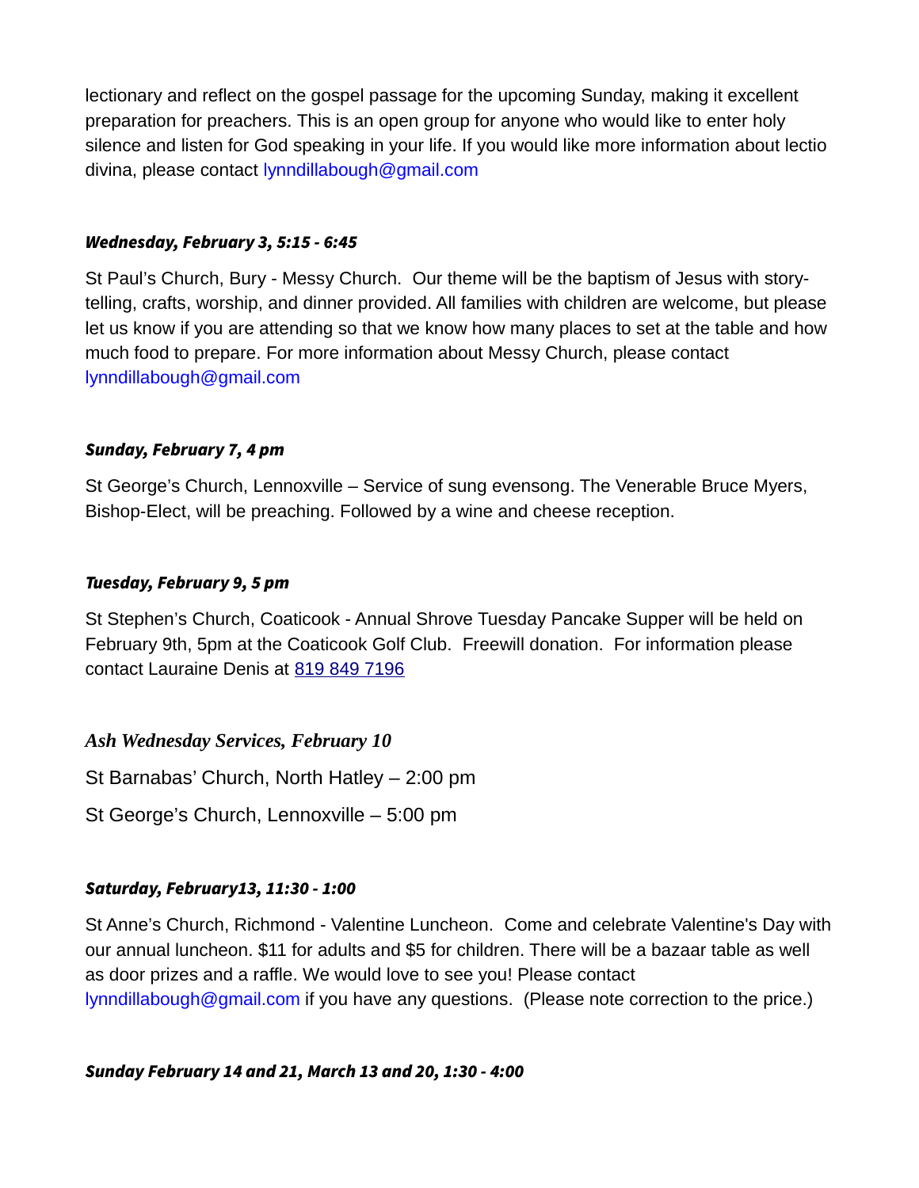lectionary and reflect on the gospel passage for the upcoming Sunday, making it excellent preparation for preachers. This is an open group for anyone who would like to enter holy silence and listen for God speaking in your life. If you would like more information about lectio divina, please contact lynndillabough@gmail.com

***Wednesday, February 3, 5:15 - 6:45***

St Paul's Church, Bury - Messy Church. Our theme will be the baptism of Jesus with story-telling, crafts, worship, and dinner provided. All families with children are welcome, but please let us know if you are attending so that we know how many places to set at the table and how much food to prepare. For more information about Messy Church, please contact lynndillabough@gmail.com

***Sunday, February 7, 4 pm***

St George's Church, Lennoxville – Service of sung evensong. The Venerable Bruce Myers, Bishop-Elect, will be preaching. Followed by a wine and cheese reception.

***Tuesday, February 9, 5 pm***

St Stephen's Church, Coaticook - Annual Shrove Tuesday Pancake Supper will be held on February 9th, 5pm at the Coaticook Golf Club. Freewill donation. For information please contact Lauraine Denis at 819 849 7196

***Ash Wednesday Services, February 10***

St Barnabas' Church, North Hatley – 2:00 pm

St George's Church, Lennoxville – 5:00 pm

***Saturday, February13, 11:30 - 1:00***

St Anne's Church, Richmond - Valentine Luncheon. Come and celebrate Valentine's Day with our annual luncheon. $11 for adults and $5 for children. There will be a bazaar table as well as door prizes and a raffle. We would love to see you! Please contact lynndillabough@gmail.com if you have any questions. (Please note correction to the price.)

***Sunday February 14 and 21, March 13 and 20, 1:30 - 4:00***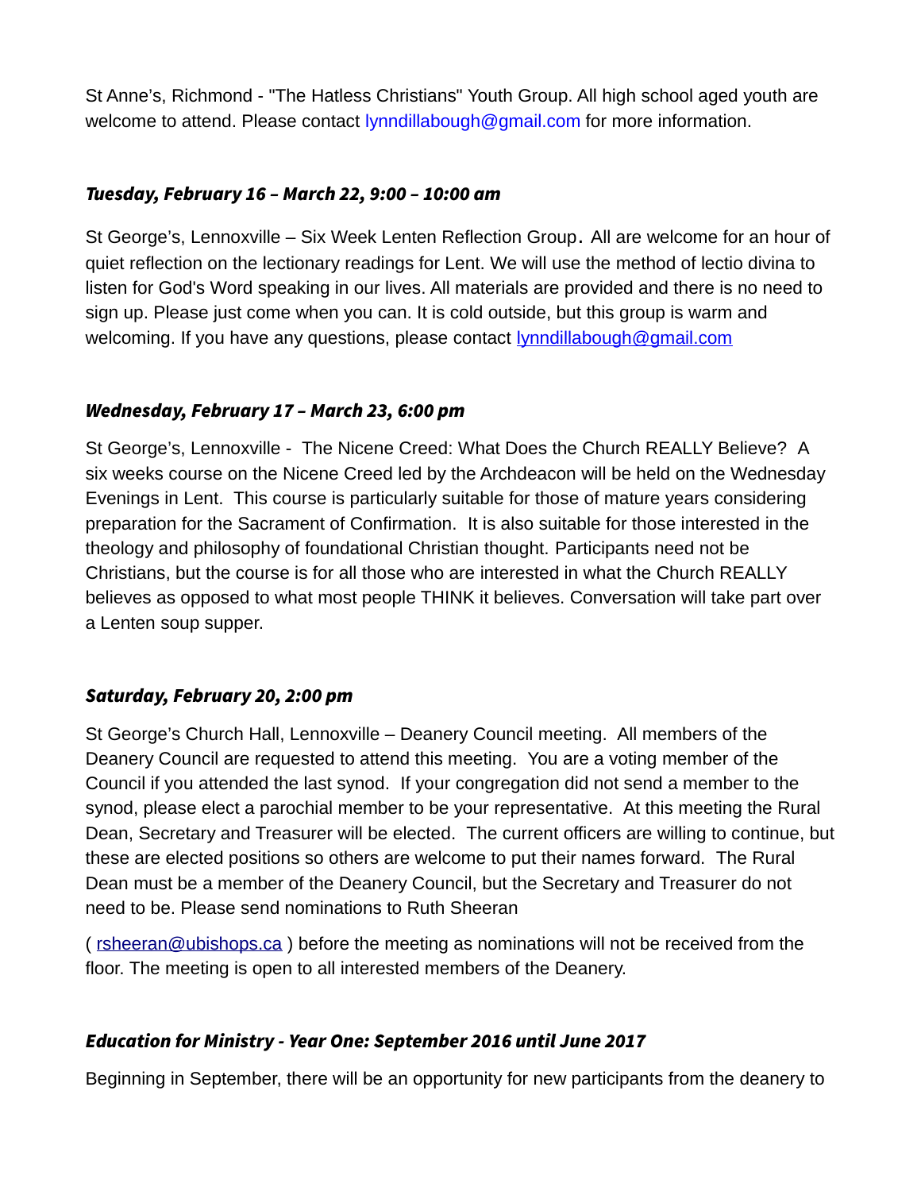St Anne's, Richmond - "The Hatless Christians" Youth Group. All high school aged youth are welcome to attend. Please contact lynndillabough@gmail.com for more information.

### *Tuesday, February 16 – March 22, 9:00 – 10:00 am*

St George's, Lennoxville – Six Week Lenten Reflection Group. All are welcome for an hour of quiet reflection on the lectionary readings for Lent. We will use the method of lectio divina to listen for God's Word speaking in our lives. All materials are provided and there is no need to sign up. Please just come when you can. It is cold outside, but this group is warm and welcoming. If you have any questions, please contact lynndillabough@gmail.com

### *Wednesday, February 17 – March 23, 6:00 pm*

St George's, Lennoxville - The Nicene Creed: What Does the Church REALLY Believe? A six weeks course on the Nicene Creed led by the Archdeacon will be held on the Wednesday Evenings in Lent. This course is particularly suitable for those of mature years considering preparation for the Sacrament of Confirmation. It is also suitable for those interested in the theology and philosophy of foundational Christian thought. Participants need not be Christians, but the course is for all those who are interested in what the Church REALLY believes as opposed to what most people THINK it believes. Conversation will take part over a Lenten soup supper.

### *Saturday, February 20, 2:00 pm*

St George's Church Hall, Lennoxville – Deanery Council meeting. All members of the Deanery Council are requested to attend this meeting. You are a voting member of the Council if you attended the last synod. If your congregation did not send a member to the synod, please elect a parochial member to be your representative. At this meeting the Rural Dean, Secretary and Treasurer will be elected. The current officers are willing to continue, but these are elected positions so others are welcome to put their names forward. The Rural Dean must be a member of the Deanery Council, but the Secretary and Treasurer do not need to be. Please send nominations to Ruth Sheeran

( rsheeran@ubishops.ca ) before the meeting as nominations will not be received from the floor. The meeting is open to all interested members of the Deanery.

### *Education for Ministry - Year One: September 2016 until June 2017*

Beginning in September, there will be an opportunity for new participants from the deanery to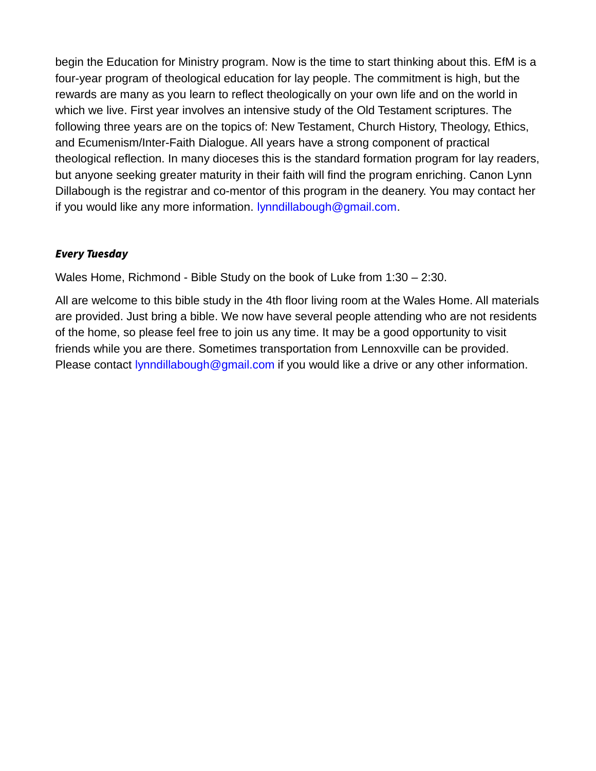begin the Education for Ministry program. Now is the time to start thinking about this. EfM is a four-year program of theological education for lay people. The commitment is high, but the rewards are many as you learn to reflect theologically on your own life and on the world in which we live. First year involves an intensive study of the Old Testament scriptures. The following three years are on the topics of: New Testament, Church History, Theology, Ethics, and Ecumenism/Inter-Faith Dialogue. All years have a strong component of practical theological reflection. In many dioceses this is the standard formation program for lay readers, but anyone seeking greater maturity in their faith will find the program enriching. Canon Lynn Dillabough is the registrar and co-mentor of this program in the deanery. You may contact her if you would like any more information. lynndillabough@gmail.com.

***Every Tuesday***

Wales Home, Richmond - Bible Study on the book of Luke from 1:30 – 2:30.

All are welcome to this bible study in the 4th floor living room at the Wales Home. All materials are provided. Just bring a bible. We now have several people attending who are not residents of the home, so please feel free to join us any time. It may be a good opportunity to visit friends while you are there. Sometimes transportation from Lennoxville can be provided. Please contact lynndillabough@gmail.com if you would like a drive or any other information.